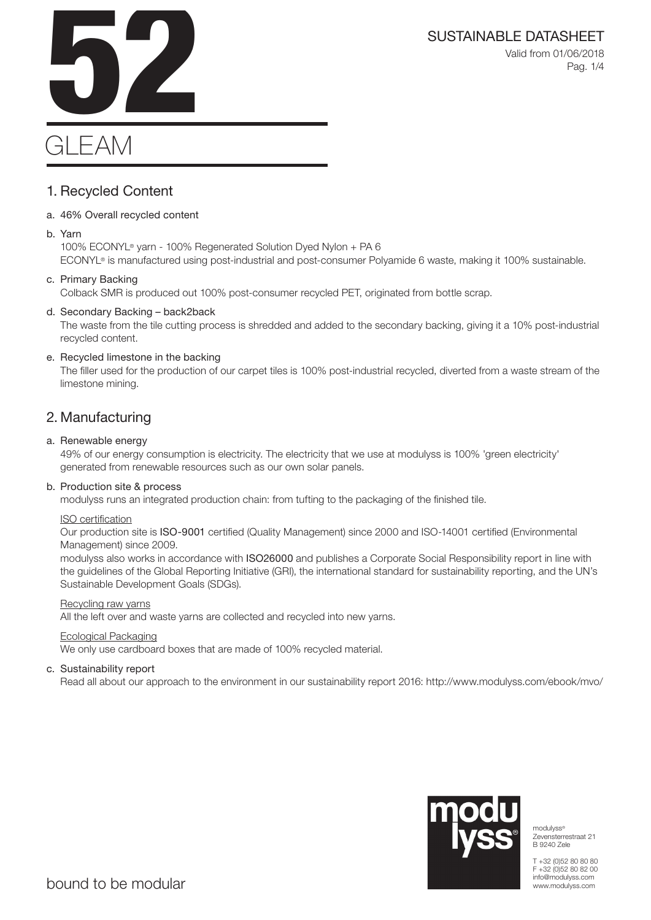# 52

# GLEAM

SUSTAINABLE DATASHEET

Valid from 01/06/2018

## 1. Recycled Content

a. 46% Overall recycled content

b. Yarn
100% ECONYL® yarn - 100% Regenerated Solution Dyed Nylon + PA 6
ECONYL® is manufactured using post-industrial and post-consumer Polyamide 6 waste, making it 100% sustainable.

c. Primary Backing
Colback SMR is produced out 100% post-consumer recycled PET, originated from bottle scrap.

d. Secondary Backing – back2back
The waste from the tile cutting process is shredded and added to the secondary backing, giving it a 10% post-industrial recycled content.

e. Recycled limestone in the backing
The filler used for the production of our carpet tiles is 100% post-industrial recycled, diverted from a waste stream of the limestone mining.

## 2. Manufacturing

a. Renewable energy
49% of our energy consumption is electricity. The electricity that we use at modulyss is 100% 'green electricity' generated from renewable resources such as our own solar panels.

b. Production site & process
modulyss runs an integrated production chain: from tufting to the packaging of the finished tile.

ISO certification
Our production site is **ISO-9001** certified (Quality Management) since 2000 and ISO-14001 certified (Environmental Management) since 2009.
modulyss also works in accordance with **ISO26000** and publishes a Corporate Social Responsibility report in line with the guidelines of the Global Reporting Initiative (GRI), the international standard for sustainability reporting, and the UN's Sustainable Development Goals (SDGs).

Recycling raw yarns
All the left over and waste yarns are collected and recycled into new yarns.

Ecological Packaging
We only use cardboard boxes that are made of 100% recycled material.

c. Sustainability report
Read all about our approach to the environment in our sustainability report 2016: http://www.modulyss.com/ebook/mvo/

modulyss®
Zevensterrestraat 21
B 9240 Zele

T +32 (0)52 80 80 80
F +32 (0)52 80 82 00
info@modulyss.com
www.modulyss.com

bound to be modular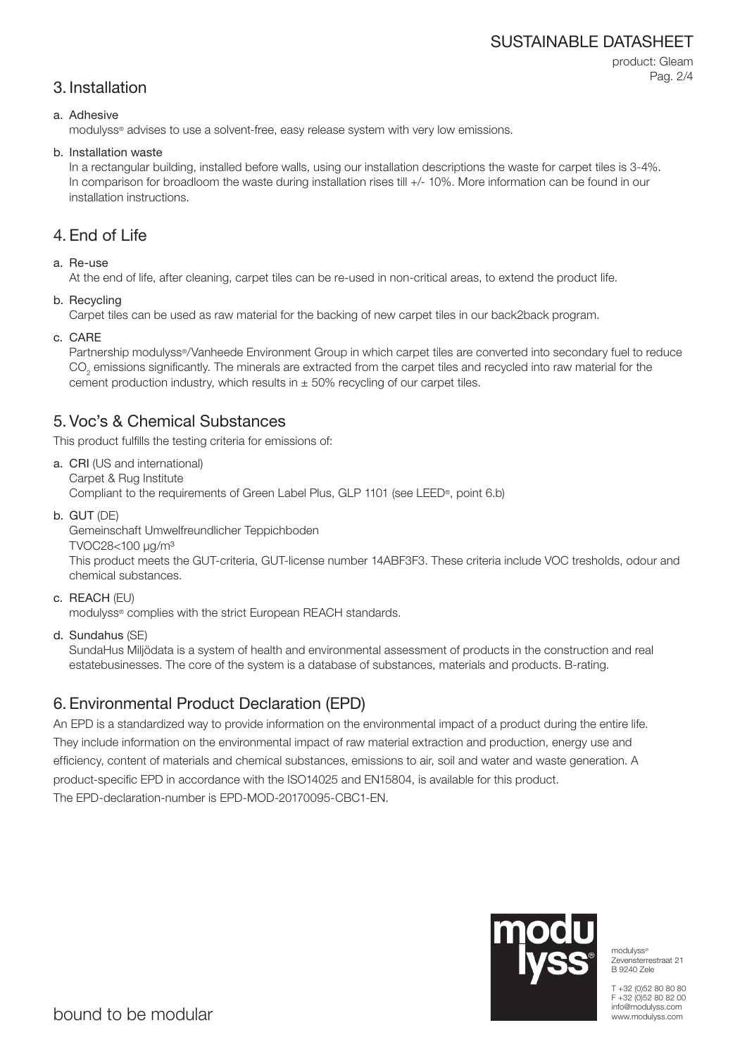## 3. Installation

a. Adhesive

modulyss® advises to use a solvent-free, easy release system with very low emissions.

b. Installation waste

In a rectangular building, installed before walls, using our installation descriptions the waste for carpet tiles is 3-4%. In comparison for broadloom the waste during installation rises till +/- 10%. More information can be found in our installation instructions.

## 4. End of Life

a. Re-use

At the end of life, after cleaning, carpet tiles can be re-used in non-critical areas, to extend the product life.

b. Recycling

Carpet tiles can be used as raw material for the backing of new carpet tiles in our back2back program.

c. CARE

Partnership modulyss®/Vanheede Environment Group in which carpet tiles are converted into secondary fuel to reduce $CO_2$ emissions significantly. The minerals are extracted from the carpet tiles and recycled into raw material for the cement production industry, which results in ± 50% recycling of our carpet tiles.

## 5. Voc's & Chemical Substances

This product fulfills the testing criteria for emissions of:

a. **CRI** (US and international)
Carpet & Rug Institute
Compliant to the requirements of Green Label Plus, GLP 1101 (see LEED®, point 6.b)

b. **GUT** (DE)
Gemeinschaft Umwelfreundlicher Teppichboden
TVOC28<100 µg/m³
This product meets the GUT-criteria, GUT-license number 14ABF3F3. These criteria include VOC tresholds, odour and chemical substances.

c. **REACH** (EU)
modulyss® complies with the strict European REACH standards.

d. **Sundahus** (SE)
SundaHus Miljödata is a system of health and environmental assessment of products in the construction and real estatebusinesses. The core of the system is a database of substances, materials and products. B-rating.

## 6. Environmental Product Declaration (EPD)

An EPD is a standardized way to provide information on the environmental impact of a product during the entire life. They include information on the environmental impact of raw material extraction and production, energy use and efficiency, content of materials and chemical substances, emissions to air, soil and water and waste generation. A product-specific EPD in accordance with the ISO14025 and EN15804, is available for this product.
The EPD-declaration-number is EPD-MOD-20170095-CBC1-EN.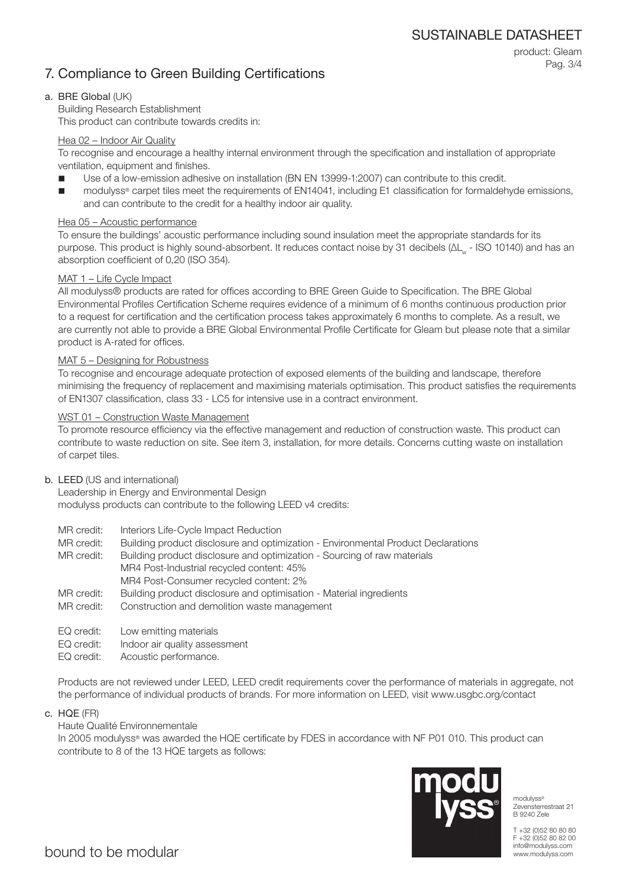## 7. Compliance to Green Building Certifications

a. **BRE Global** (UK)

Building Research Establishment
This product can contribute towards credits in:

Hea 02 – Indoor Air Quality

To recognise and encourage a healthy internal environment through the specification and installation of appropriate ventilation, equipment and finishes.

- Use of a low-emission adhesive on installation (BN EN 13999-1:2007) can contribute to this credit.
- modulyss® carpet tiles meet the requirements of EN14041, including E1 classification for formaldehyde emissions, and can contribute to the credit for a healthy indoor air quality.

Hea 05 – Acoustic performance

To ensure the buildings' acoustic performance including sound insulation meet the appropriate standards for its purpose. This product is highly sound-absorbent. It reduces contact noise by 31 decibels ($\Delta L_w$ - ISO 10140) and has an absorption coefficient of 0,20 (ISO 354).

MAT 1 – Life Cycle Impact

All modulyss® products are rated for offices according to BRE Green Guide to Specification. The BRE Global Environmental Profiles Certification Scheme requires evidence of a minimum of 6 months continuous production prior to a request for certification and the certification process takes approximately 6 months to complete. As a result, we are currently not able to provide a BRE Global Environmental Profile Certificate for Gleam but please note that a similar product is A-rated for offices.

MAT 5 – Designing for Robustness

To recognise and encourage adequate protection of exposed elements of the building and landscape, therefore minimising the frequency of replacement and maximising materials optimisation. This product satisfies the requirements of EN1307 classification, class 33 - LC5 for intensive use in a contract environment.

WST 01 – Construction Waste Management

To promote resource efficiency via the effective management and reduction of construction waste. This product can contribute to waste reduction on site. See item 3, installation, for more details. Concerns cutting waste on installation of carpet tiles.

b. **LEED** (US and international)

Leadership in Energy and Environmental Design
modulyss products can contribute to the following LEED v4 credits:

MR credit: Interiors Life-Cycle Impact Reduction
MR credit: Building product disclosure and optimization - Environmental Product Declarations
MR credit: Building product disclosure and optimization - Sourcing of raw materials
MR4 Post-Industrial recycled content: 45%
MR4 Post-Consumer recycled content: 2%
MR credit: Building product disclosure and optimisation - Material ingredients
MR credit: Construction and demolition waste management

EQ credit: Low emitting materials
EQ credit: Indoor air quality assessment
EQ credit: Acoustic performance.

Products are not reviewed under LEED, LEED credit requirements cover the performance of materials in aggregate, not the performance of individual products of brands. For more information on LEED, visit www.usgbc.org/contact

c. **HQE** (FR)

Haute Qualité Environnementale
In 2005 modulyss® was awarded the HQE certificate by FDES in accordance with NF P01 010. This product can contribute to 8 of the 13 HQE targets as follows: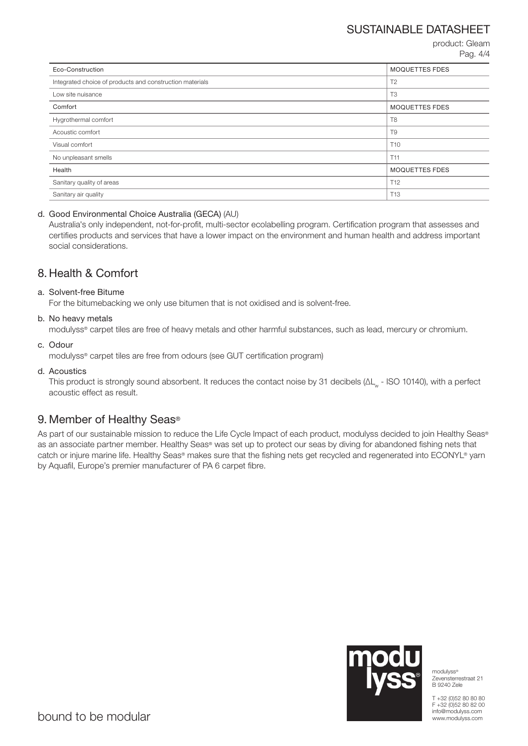| Eco-Construction | MOQUETTES FDES |
| --- | --- |
| Integrated choice of products and construction materials | T2 |
| Low site nuisance | T3 |
| **Comfort** | **MOQUETTES FDES** |
| Hygrothermal comfort | T8 |
| Acoustic comfort | T9 |
| Visual comfort | T10 |
| No unpleasant smells | T11 |
| **Health** | **MOQUETTES FDES** |
| Sanitary quality of areas | T12 |
| Sanitary air quality | T13 |

d. Good Environmental Choice Australia (GECA) (AU)
Australia's only independent, not-for-profit, multi-sector ecolabelling program. Certification program that assesses and certifies products and services that have a lower impact on the environment and human health and address important social considerations.

## 8. Health & Comfort

a. Solvent-free Bitume
For the bitumebacking we only use bitumen that is not oxidised and is solvent-free.

b. No heavy metals
modulyss® carpet tiles are free of heavy metals and other harmful substances, such as lead, mercury or chromium.

c. Odour
modulyss® carpet tiles are free from odours (see GUT certification program)

d. Acoustics
This product is strongly sound absorbent. It reduces the contact noise by 31 decibels ($\Delta L_w$ - ISO 10140), with a perfect acoustic effect as result.

## 9. Member of Healthy Seas®

As part of our sustainable mission to reduce the Life Cycle Impact of each product, modulyss decided to join Healthy Seas® as an associate partner member. Healthy Seas® was set up to protect our seas by diving for abandoned fishing nets that catch or injure marine life. Healthy Seas® makes sure that the fishing nets get recycled and regenerated into ECONYL® yarn by Aquafil, Europe's premier manufacturer of PA 6 carpet fibre.

modulyss®
Zevensterrestraat 21
B 9240 Zele

T +32 (0)52 80 80 80
F +32 (0)52 80 82 00
info@modulyss.com
www.modulyss.com

bound to be modular